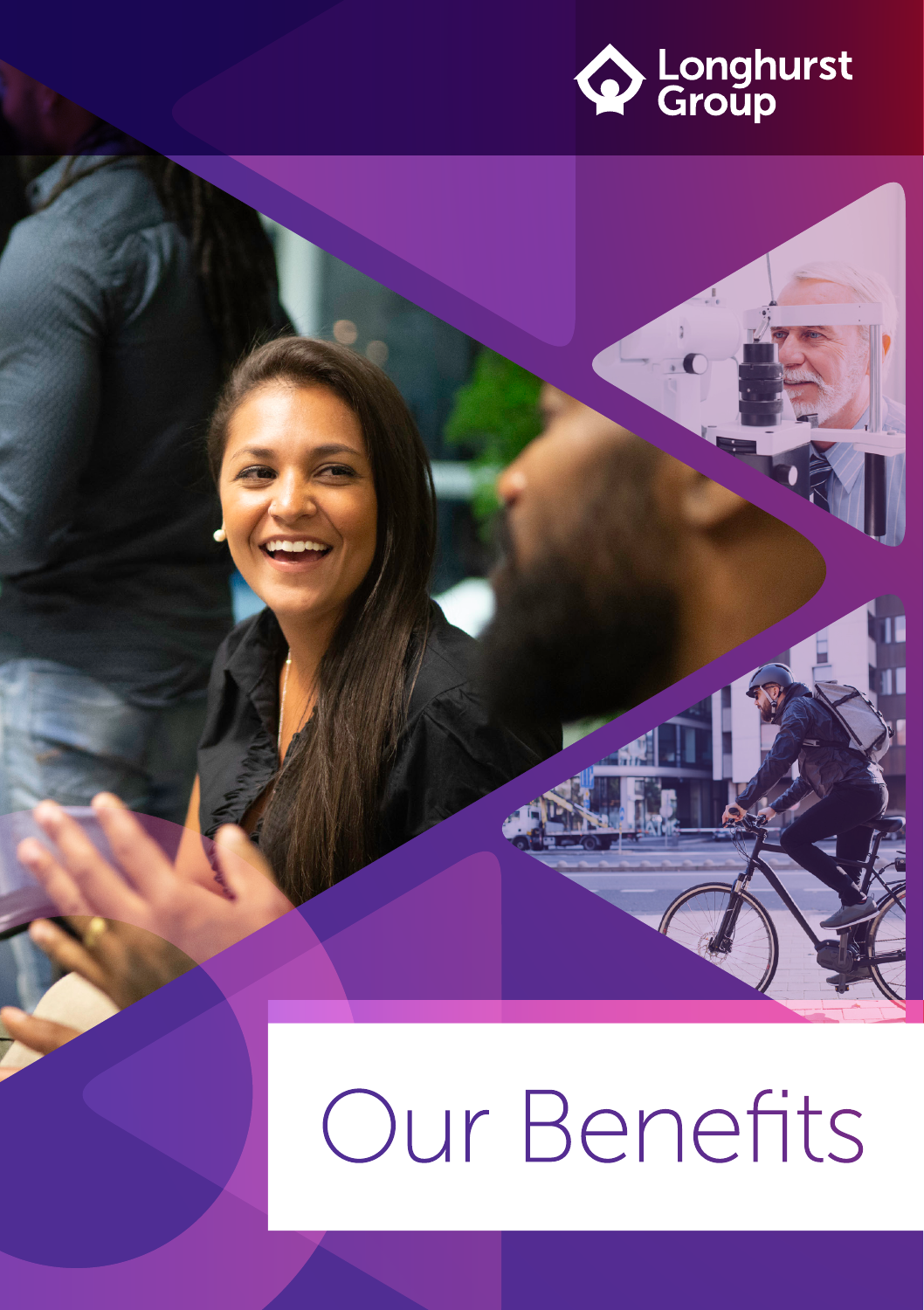Longhurst Group

# Our Benefits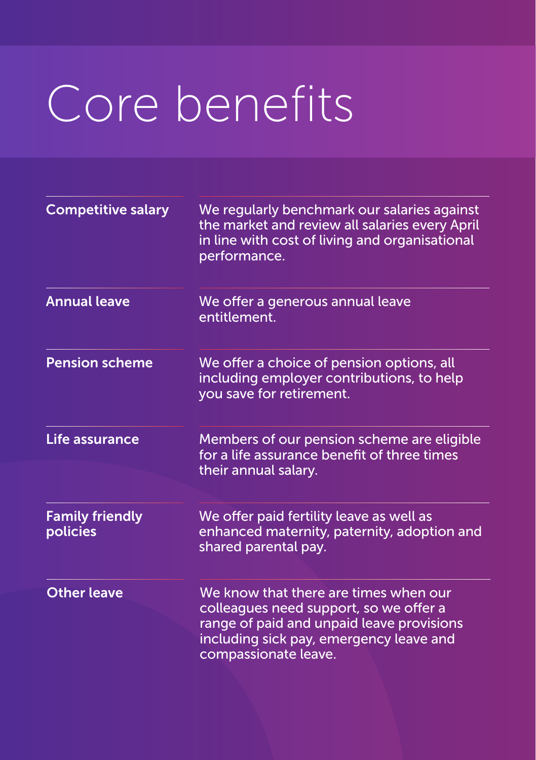# Core benefits

| | |
|---|---|
| **Competitive salary** | We regularly benchmark our salaries against the market and review all salaries every April in line with cost of living and organisational performance. |
| **Annual leave** | We offer a generous annual leave entitlement. |
| **Pension scheme** | We offer a choice of pension options, all including employer contributions, to help you save for retirement. |
| **Life assurance** | Members of our pension scheme are eligible for a life assurance benefit of three times their annual salary. |
| **Family friendly policies** | We offer paid fertility leave as well as enhanced maternity, paternity, adoption and shared parental pay. |
| **Other leave** | We know that there are times when our colleagues need support, so we offer a range of paid and unpaid leave provisions including sick pay, emergency leave and compassionate leave. |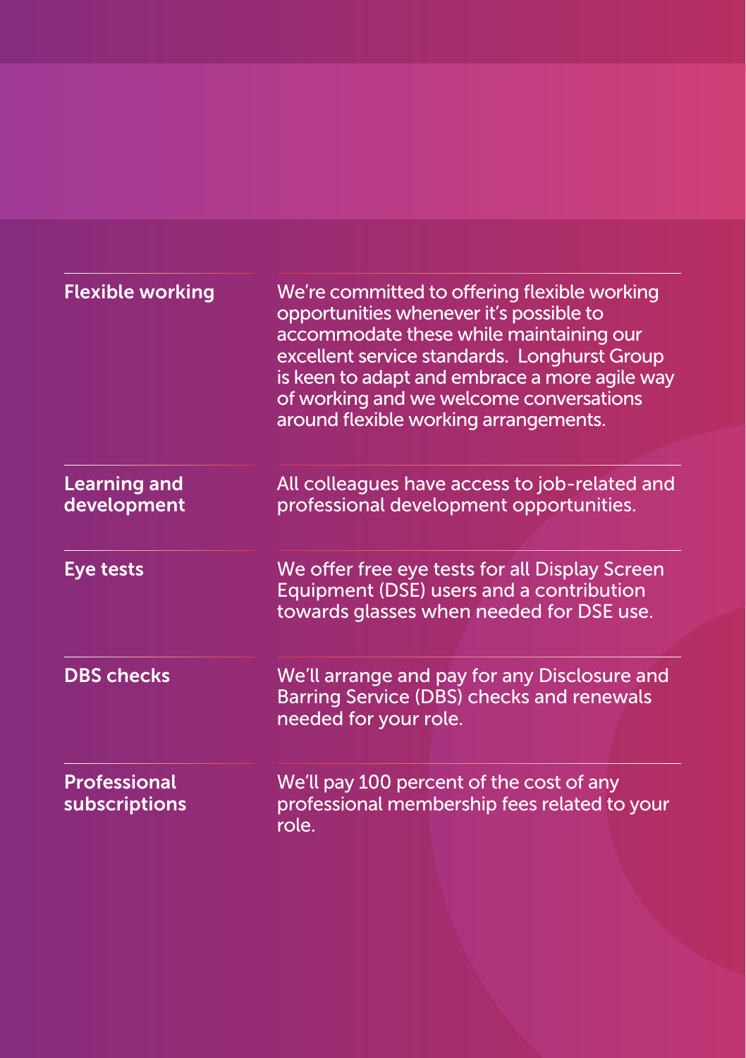| | |
|---|---|
| **Flexible working** | We're committed to offering flexible working opportunities whenever it's possible to accommodate these while maintaining our excellent service standards. Longhurst Group is keen to adapt and embrace a more agile way of working and we welcome conversations around flexible working arrangements. |
| **Learning and development** | All colleagues have access to job-related and professional development opportunities. |
| **Eye tests** | We offer free eye tests for all Display Screen Equipment (DSE) users and a contribution towards glasses when needed for DSE use. |
| **DBS checks** | We'll arrange and pay for any Disclosure and Barring Service (DBS) checks and renewals needed for your role. |
| **Professional subscriptions** | We'll pay 100 percent of the cost of any professional membership fees related to your role. |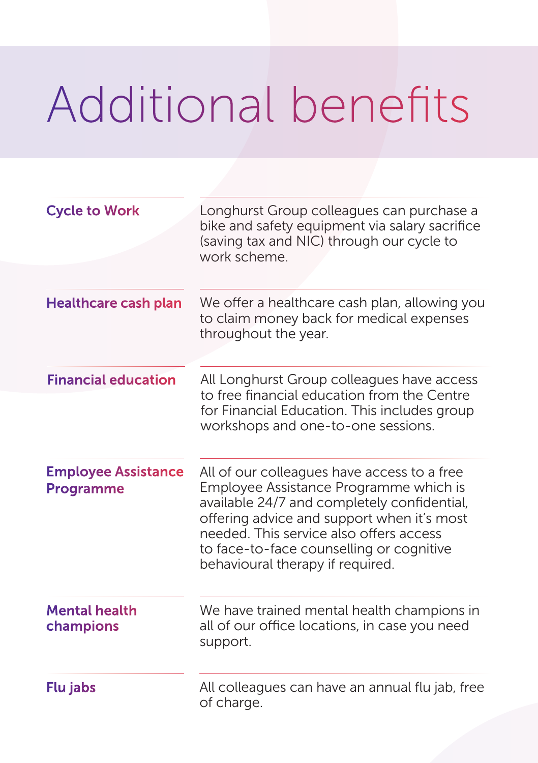# Additional benefits

### Cycle to Work

Longhurst Group colleagues can purchase a bike and safety equipment via salary sacrifice (saving tax and NIC) through our cycle to work scheme.

### Healthcare cash plan

We offer a healthcare cash plan, allowing you to claim money back for medical expenses throughout the year.

### Financial education

All Longhurst Group colleagues have access to free financial education from the Centre for Financial Education. This includes group workshops and one-to-one sessions.

### Employee Assistance Programme

All of our colleagues have access to a free Employee Assistance Programme which is available 24/7 and completely confidential, offering advice and support when it's most needed. This service also offers access to face-to-face counselling or cognitive behavioural therapy if required.

### Mental health champions

We have trained mental health champions in all of our office locations, in case you need support.

### Flu jabs

All colleagues can have an annual flu jab, free of charge.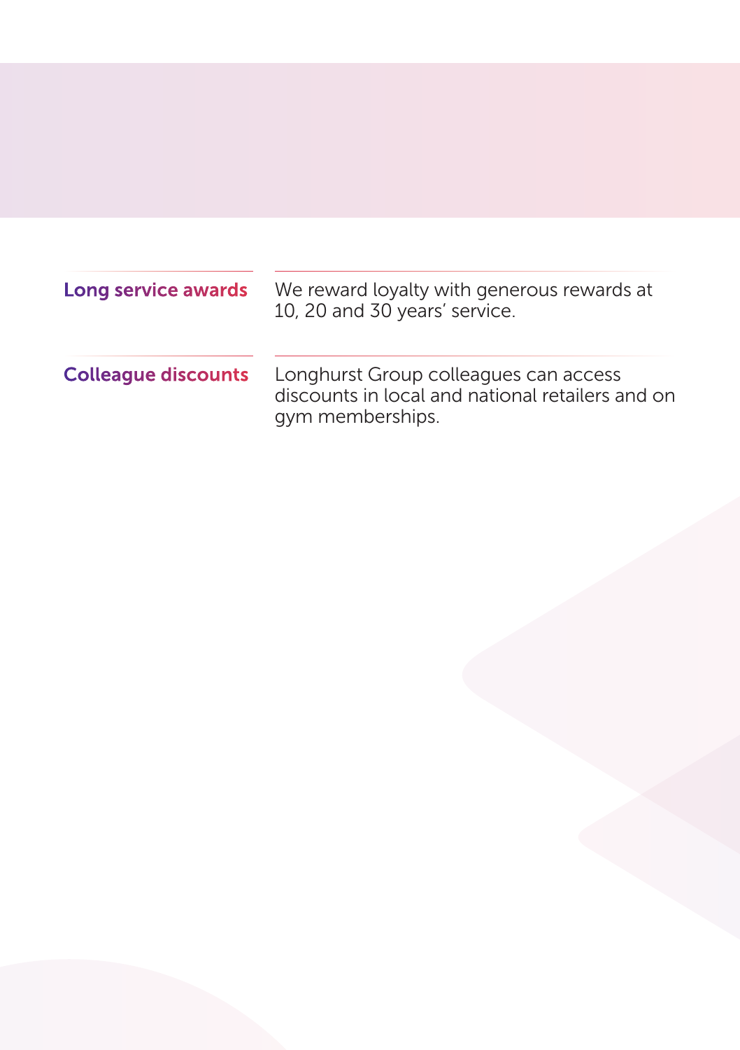**Long service awards**

We reward loyalty with generous rewards at 10, 20 and 30 years' service.

**Colleague discounts**

Longhurst Group colleagues can access discounts in local and national retailers and on gym memberships.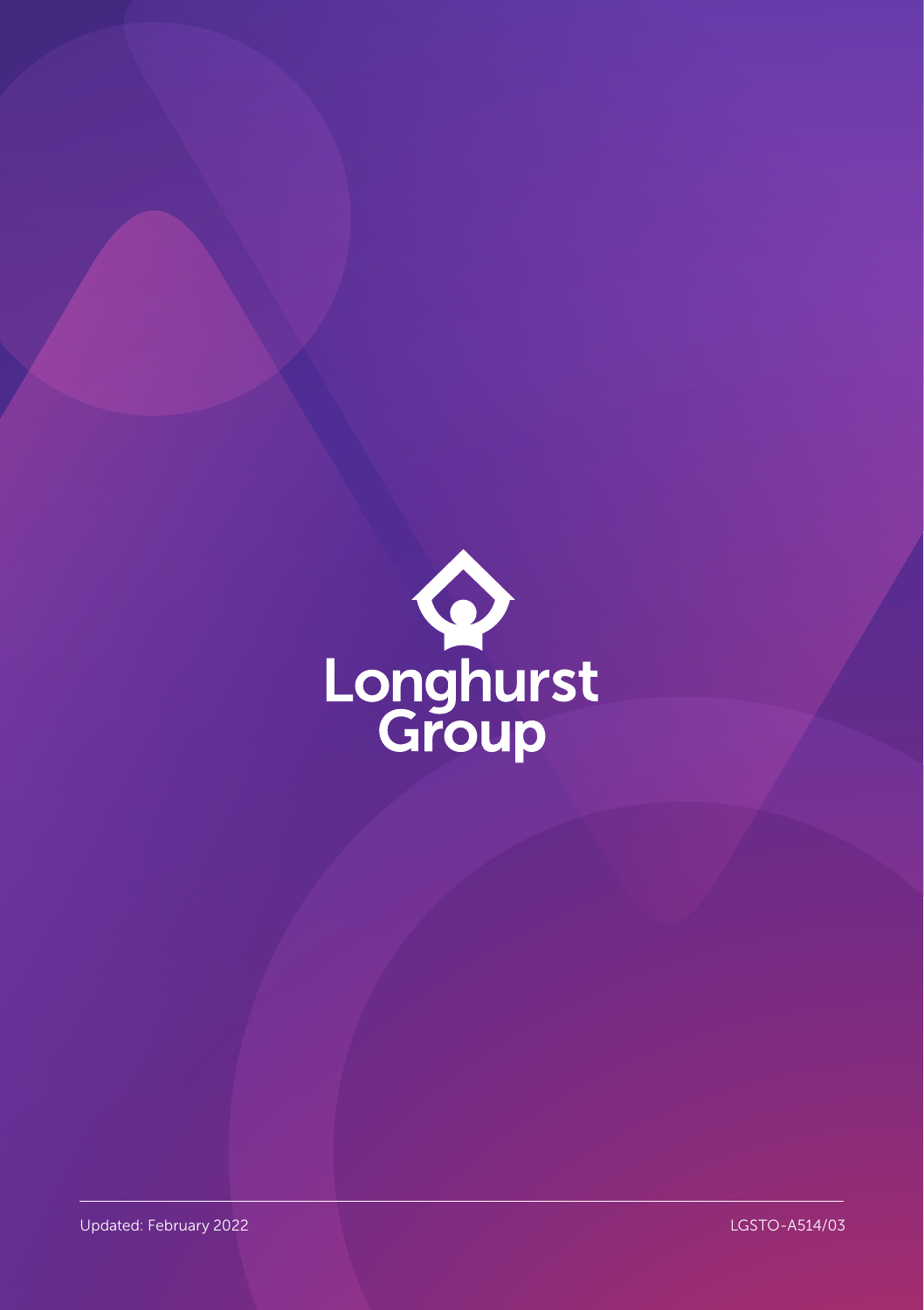Longhurst Group

Updated: February 2022

LGSTO-A514/03